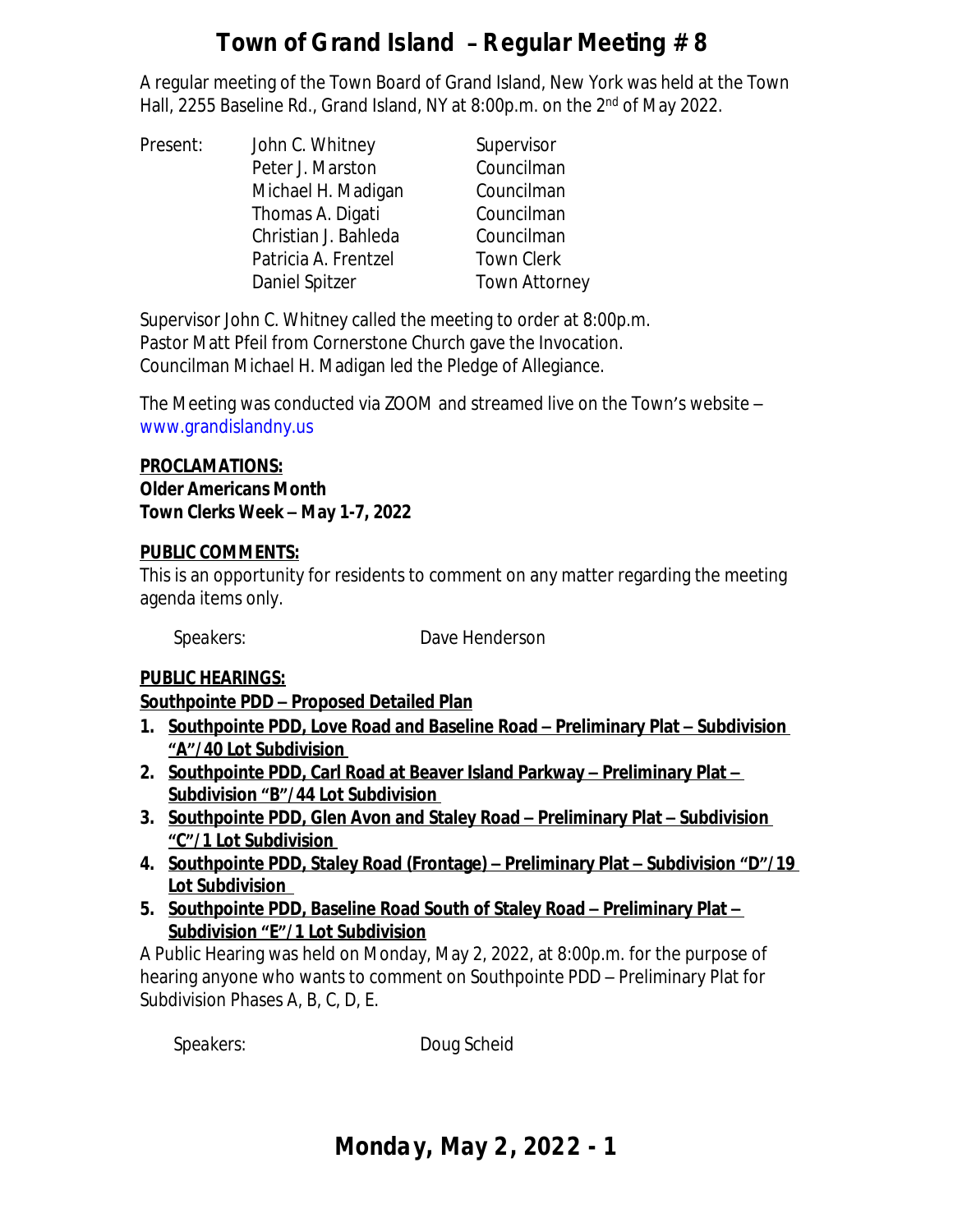# Town of Grand Island – Regular Meeting # 8

A regular meeting of the Town Board of Grand Island, New York was held at the Town Hall, 2255 Baseline Rd., Grand Island, NY at 8:00p.m. on the 2nd of May 2022.

| | | |
|---|---|---|
| Present: | John C. Whitney | Supervisor |
| | Peter J. Marston | Councilman |
| | Michael H. Madigan | Councilman |
| | Thomas A. Digati | Councilman |
| | Christian J. Bahleda | Councilman |
| | Patricia A. Frentzel | Town Clerk |
| | Daniel Spitzer | Town Attorney |

Supervisor John C. Whitney called the meeting to order at 8:00p.m.
Pastor Matt Pfeil from Cornerstone Church gave the Invocation.
Councilman Michael H. Madigan led the Pledge of Allegiance.

The Meeting was conducted via ZOOM and streamed live on the Town's website – www.grandislandny.us

**PROCLAMATIONS:**
**Older Americans Month**
**Town Clerks Week – May 1-7, 2022**

**PUBLIC COMMENTS:**
This is an opportunity for residents to comment on any matter regarding the meeting agenda items only.

Speakers: Dave Henderson

**PUBLIC HEARINGS:**
**Southpointe PDD – Proposed Detailed Plan**

1. **Southpointe PDD, Love Road and Baseline Road – Preliminary Plat – Subdivision "A"/40 Lot Subdivision**
2. **Southpointe PDD, Carl Road at Beaver Island Parkway – Preliminary Plat – Subdivision "B"/44 Lot Subdivision**
3. **Southpointe PDD, Glen Avon and Staley Road – Preliminary Plat – Subdivision "C"/1 Lot Subdivision**
4. **Southpointe PDD, Staley Road (Frontage) – Preliminary Plat – Subdivision "D"/19 Lot Subdivision**
5. **Southpointe PDD, Baseline Road South of Staley Road – Preliminary Plat – Subdivision "E"/1 Lot Subdivision**

A Public Hearing was held on Monday, May 2, 2022, at 8:00p.m. for the purpose of hearing anyone who wants to comment on Southpointe PDD – Preliminary Plat for Subdivision Phases A, B, C, D, E.

Speakers: Doug Scheid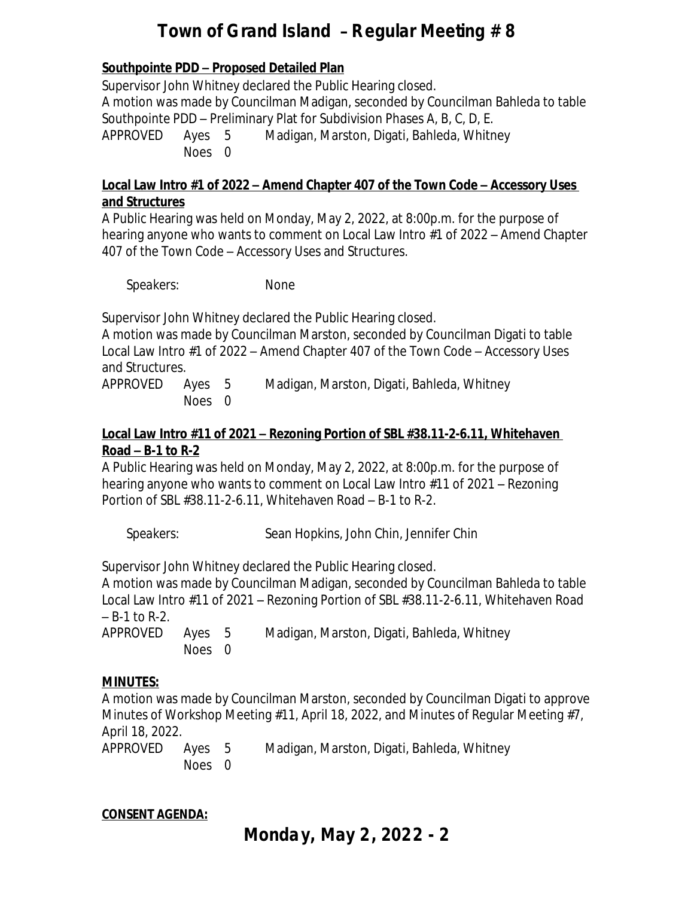**Southpointe PDD – Proposed Detailed Plan**

Supervisor John Whitney declared the Public Hearing closed.

A motion was made by Councilman Madigan, seconded by Councilman Bahleda to table Southpointe PDD – Preliminary Plat for Subdivision Phases A, B, C, D, E.

APPROVED Ayes 5 Madigan, Marston, Digati, Bahleda, Whitney
Noes 0

**Local Law Intro #1 of 2022 – Amend Chapter 407 of the Town Code – Accessory Uses and Structures**

A Public Hearing was held on Monday, May 2, 2022, at 8:00p.m. for the purpose of hearing anyone who wants to comment on Local Law Intro #1 of 2022 – Amend Chapter 407 of the Town Code – Accessory Uses and Structures.

Speakers: None

Supervisor John Whitney declared the Public Hearing closed.

A motion was made by Councilman Marston, seconded by Councilman Digati to table Local Law Intro #1 of 2022 – Amend Chapter 407 of the Town Code – Accessory Uses and Structures.

APPROVED Ayes 5 Madigan, Marston, Digati, Bahleda, Whitney
Noes 0

**Local Law Intro #11 of 2021 – Rezoning Portion of SBL #38.11-2-6.11, Whitehaven Road – B-1 to R-2**

A Public Hearing was held on Monday, May 2, 2022, at 8:00p.m. for the purpose of hearing anyone who wants to comment on Local Law Intro #11 of 2021 – Rezoning Portion of SBL #38.11-2-6.11, Whitehaven Road – B-1 to R-2.

Speakers: Sean Hopkins, John Chin, Jennifer Chin

Supervisor John Whitney declared the Public Hearing closed.

A motion was made by Councilman Madigan, seconded by Councilman Bahleda to table Local Law Intro #11 of 2021 – Rezoning Portion of SBL #38.11-2-6.11, Whitehaven Road – B-1 to R-2.

APPROVED Ayes 5 Madigan, Marston, Digati, Bahleda, Whitney
Noes 0

**MINUTES:**

A motion was made by Councilman Marston, seconded by Councilman Digati to approve Minutes of Workshop Meeting #11, April 18, 2022, and Minutes of Regular Meeting #7, April 18, 2022.

APPROVED Ayes 5 Madigan, Marston, Digati, Bahleda, Whitney
Noes 0

**CONSENT AGENDA:**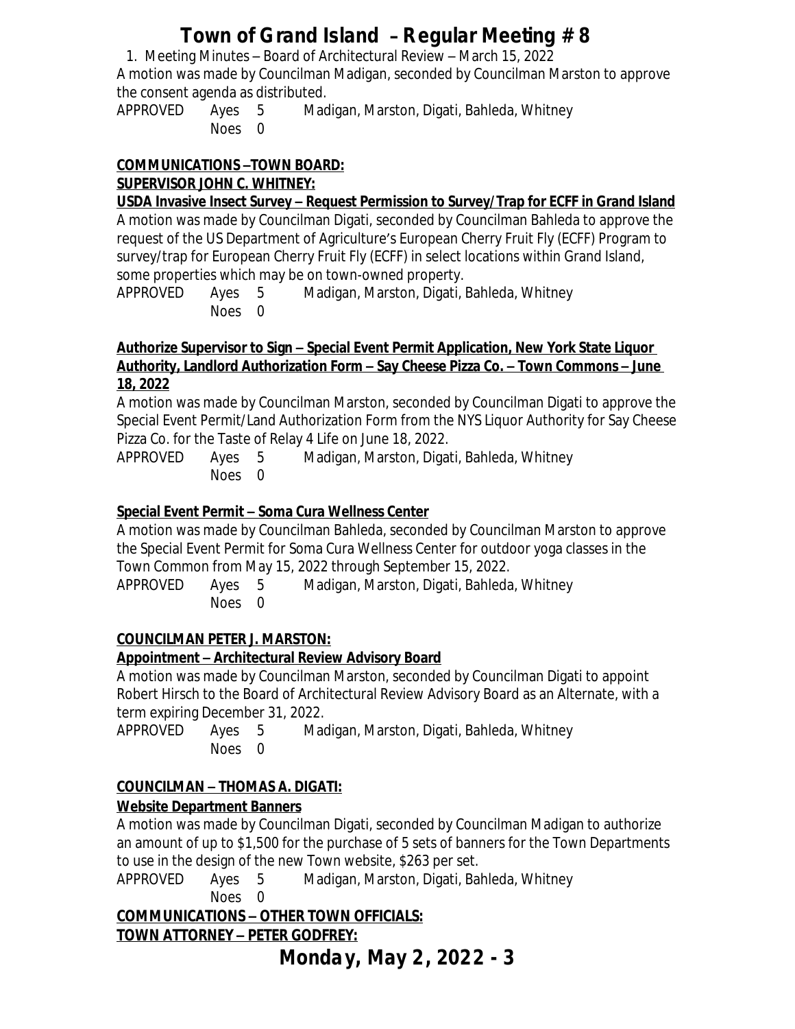1. Meeting Minutes – Board of Architectural Review – March 15, 2022

A motion was made by Councilman Madigan, seconded by Councilman Marston to approve the consent agenda as distributed.

APPROVED Ayes 5 Madigan, Marston, Digati, Bahleda, Whitney
Noes 0

**COMMUNICATIONS –TOWN BOARD:**

**SUPERVISOR JOHN C. WHITNEY:**

**USDA Invasive Insect Survey – Request Permission to Survey/Trap for ECFF in Grand Island**

A motion was made by Councilman Digati, seconded by Councilman Bahleda to approve the request of the US Department of Agriculture's European Cherry Fruit Fly (ECFF) Program to survey/trap for European Cherry Fruit Fly (ECFF) in select locations within Grand Island, some properties which may be on town-owned property.

APPROVED Ayes 5 Madigan, Marston, Digati, Bahleda, Whitney
Noes 0

**Authorize Supervisor to Sign – Special Event Permit Application, New York State Liquor Authority, Landlord Authorization Form – Say Cheese Pizza Co. – Town Commons – June 18, 2022**

A motion was made by Councilman Marston, seconded by Councilman Digati to approve the Special Event Permit/Land Authorization Form from the NYS Liquor Authority for Say Cheese Pizza Co. for the Taste of Relay 4 Life on June 18, 2022.

APPROVED Ayes 5 Madigan, Marston, Digati, Bahleda, Whitney
Noes 0

**Special Event Permit – Soma Cura Wellness Center**

A motion was made by Councilman Bahleda, seconded by Councilman Marston to approve the Special Event Permit for Soma Cura Wellness Center for outdoor yoga classes in the Town Common from May 15, 2022 through September 15, 2022.

APPROVED Ayes 5 Madigan, Marston, Digati, Bahleda, Whitney
Noes 0

**COUNCILMAN PETER J. MARSTON:**

**Appointment – Architectural Review Advisory Board**

A motion was made by Councilman Marston, seconded by Councilman Digati to appoint Robert Hirsch to the Board of Architectural Review Advisory Board as an Alternate, with a term expiring December 31, 2022.

APPROVED Ayes 5 Madigan, Marston, Digati, Bahleda, Whitney
Noes 0

**COUNCILMAN – THOMAS A. DIGATI:**

**Website Department Banners**

A motion was made by Councilman Digati, seconded by Councilman Madigan to authorize an amount of up to $1,500 for the purchase of 5 sets of banners for the Town Departments to use in the design of the new Town website, $263 per set.

APPROVED Ayes 5 Madigan, Marston, Digati, Bahleda, Whitney
Noes 0

**COMMUNICATIONS – OTHER TOWN OFFICIALS:**

**TOWN ATTORNEY – PETER GODFREY:**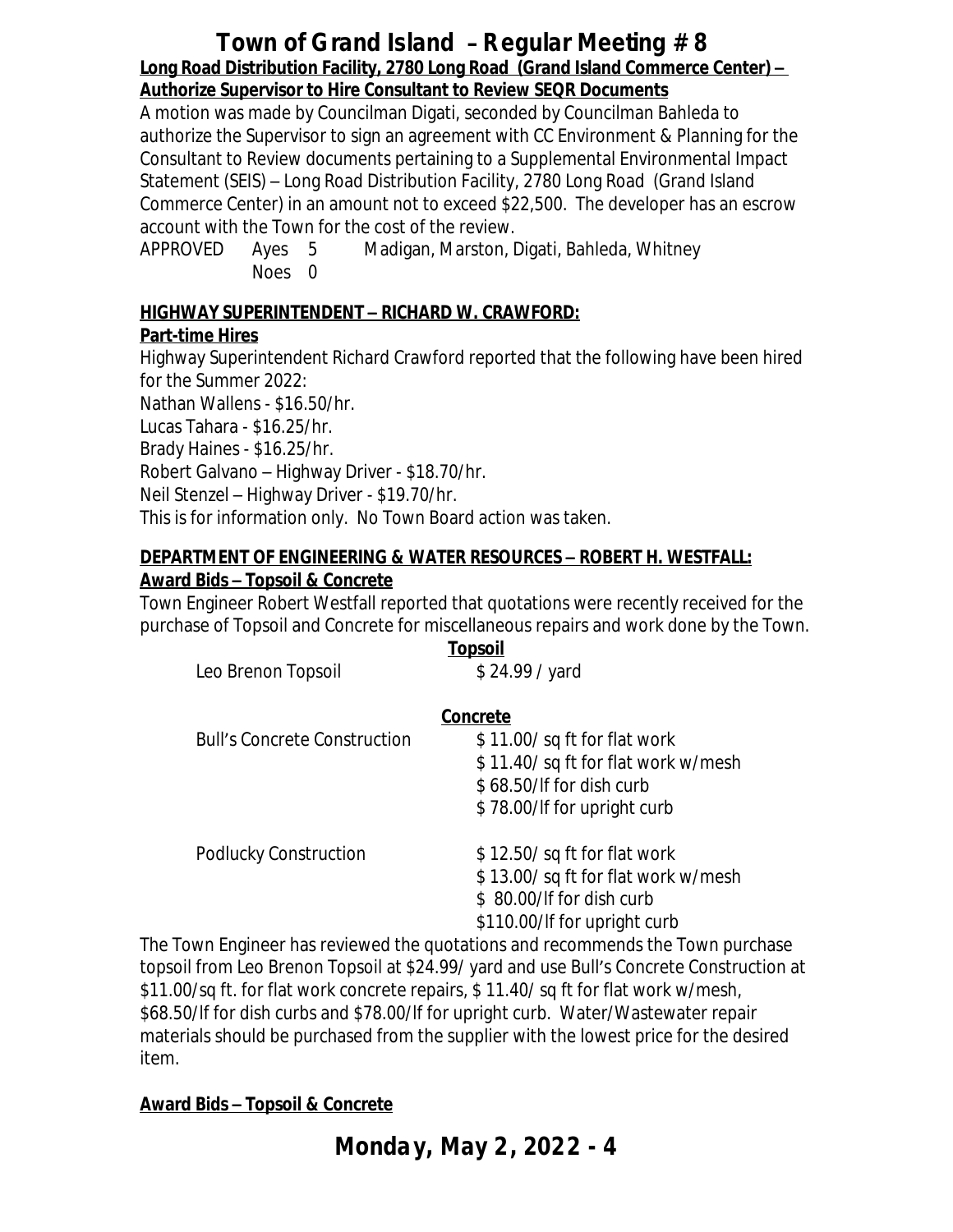**Long Road Distribution Facility, 2780 Long Road (Grand Island Commerce Center) – Authorize Supervisor to Hire Consultant to Review SEQR Documents**

A motion was made by Councilman Digati, seconded by Councilman Bahleda to authorize the Supervisor to sign an agreement with CC Environment & Planning for the Consultant to Review documents pertaining to a Supplemental Environmental Impact Statement (SEIS) – Long Road Distribution Facility, 2780 Long Road (Grand Island Commerce Center) in an amount not to exceed $22,500. The developer has an escrow account with the Town for the cost of the review.

APPROVED Ayes 5 Madigan, Marston, Digati, Bahleda, Whitney
Noes 0

**HIGHWAY SUPERINTENDENT – RICHARD W. CRAWFORD:**

**Part-time Hires**

Highway Superintendent Richard Crawford reported that the following have been hired for the Summer 2022:

Nathan Wallens - $16.50/hr.
Lucas Tahara - $16.25/hr.
Brady Haines - $16.25/hr.
Robert Galvano – Highway Driver - $18.70/hr.
Neil Stenzel – Highway Driver - $19.70/hr.

This is for information only. No Town Board action was taken.

**DEPARTMENT OF ENGINEERING & WATER RESOURCES – ROBERT H. WESTFALL:**

**Award Bids – Topsoil & Concrete**

Town Engineer Robert Westfall reported that quotations were recently received for the purchase of Topsoil and Concrete for miscellaneous repairs and work done by the Town.

**Topsoil**

| | |
|---|---|
| Leo Brenon Topsoil | $ 24.99 / yard |

**Concrete**

| | |
|---|---|
| Bull's Concrete Construction | $ 11.00/ sq ft for flat work |
| | $ 11.40/ sq ft for flat work w/mesh |
| | $ 68.50/lf for dish curb |
| | $ 78.00/lf for upright curb |
| Podlucky Construction | $ 12.50/ sq ft for flat work |
| | $ 13.00/ sq ft for flat work w/mesh |
| | $ 80.00/lf for dish curb |
| | $110.00/lf for upright curb |

The Town Engineer has reviewed the quotations and recommends the Town purchase topsoil from Leo Brenon Topsoil at $24.99/ yard and use Bull's Concrete Construction at $11.00/sq ft. for flat work concrete repairs, $ 11.40/ sq ft for flat work w/mesh, $68.50/lf for dish curbs and $78.00/lf for upright curb. Water/Wastewater repair materials should be purchased from the supplier with the lowest price for the desired item.

**Award Bids – Topsoil & Concrete**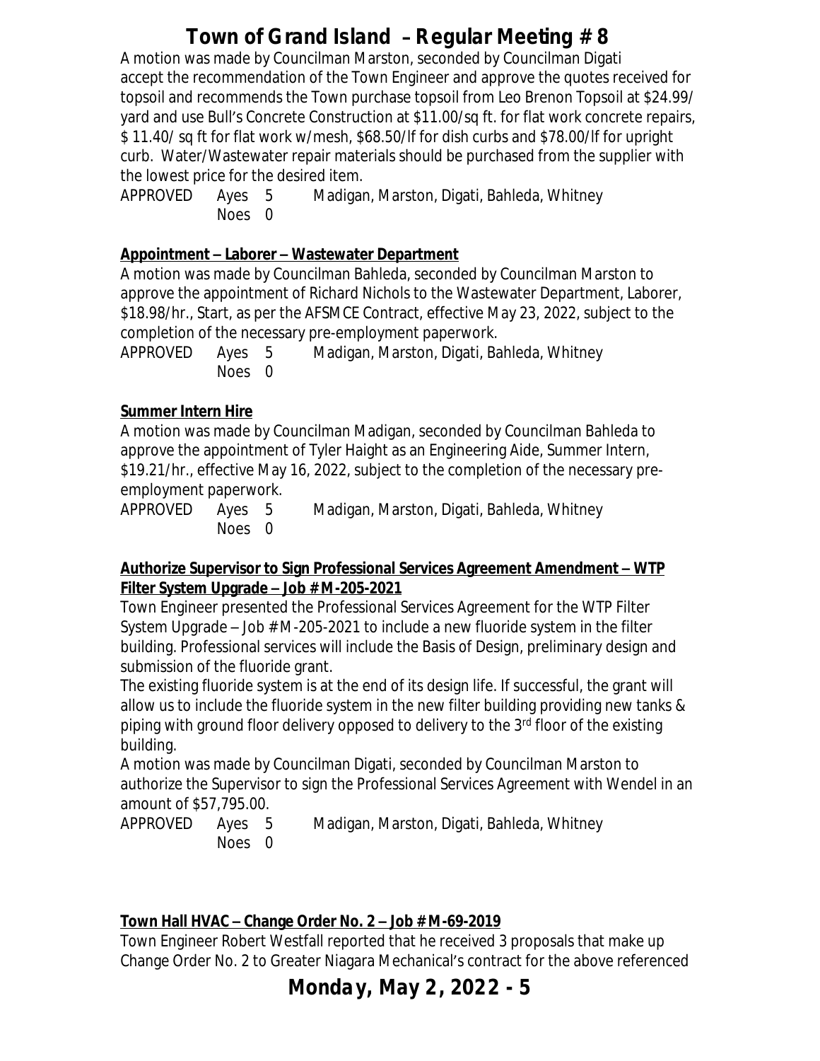A motion was made by Councilman Marston, seconded by Councilman Digati accept the recommendation of the Town Engineer and approve the quotes received for topsoil and recommends the Town purchase topsoil from Leo Brenon Topsoil at $24.99/ yard and use Bull's Concrete Construction at $11.00/sq ft. for flat work concrete repairs, $ 11.40/ sq ft for flat work w/mesh, $68.50/lf for dish curbs and $78.00/lf for upright curb. Water/Wastewater repair materials should be purchased from the supplier with the lowest price for the desired item.

APPROVED Ayes 5 Madigan, Marston, Digati, Bahleda, Whitney
Noes 0

**Appointment – Laborer – Wastewater Department**

A motion was made by Councilman Bahleda, seconded by Councilman Marston to approve the appointment of Richard Nichols to the Wastewater Department, Laborer, $18.98/hr., Start, as per the AFSMCE Contract, effective May 23, 2022, subject to the completion of the necessary pre-employment paperwork.

APPROVED Ayes 5 Madigan, Marston, Digati, Bahleda, Whitney
Noes 0

**Summer Intern Hire**

A motion was made by Councilman Madigan, seconded by Councilman Bahleda to approve the appointment of Tyler Haight as an Engineering Aide, Summer Intern, $19.21/hr., effective May 16, 2022, subject to the completion of the necessary pre-employment paperwork.

APPROVED Ayes 5 Madigan, Marston, Digati, Bahleda, Whitney
Noes 0

**Authorize Supervisor to Sign Professional Services Agreement Amendment – WTP Filter System Upgrade – Job # M-205-2021**

Town Engineer presented the Professional Services Agreement for the WTP Filter System Upgrade – Job # M-205-2021 to include a new fluoride system in the filter building. Professional services will include the Basis of Design, preliminary design and submission of the fluoride grant.

The existing fluoride system is at the end of its design life. If successful, the grant will allow us to include the fluoride system in the new filter building providing new tanks & piping with ground floor delivery opposed to delivery to the 3rd floor of the existing building.

A motion was made by Councilman Digati, seconded by Councilman Marston to authorize the Supervisor to sign the Professional Services Agreement with Wendel in an amount of $57,795.00.

APPROVED Ayes 5 Madigan, Marston, Digati, Bahleda, Whitney
Noes 0

**Town Hall HVAC – Change Order No. 2 – Job # M-69-2019**

Town Engineer Robert Westfall reported that he received 3 proposals that make up Change Order No. 2 to Greater Niagara Mechanical's contract for the above referenced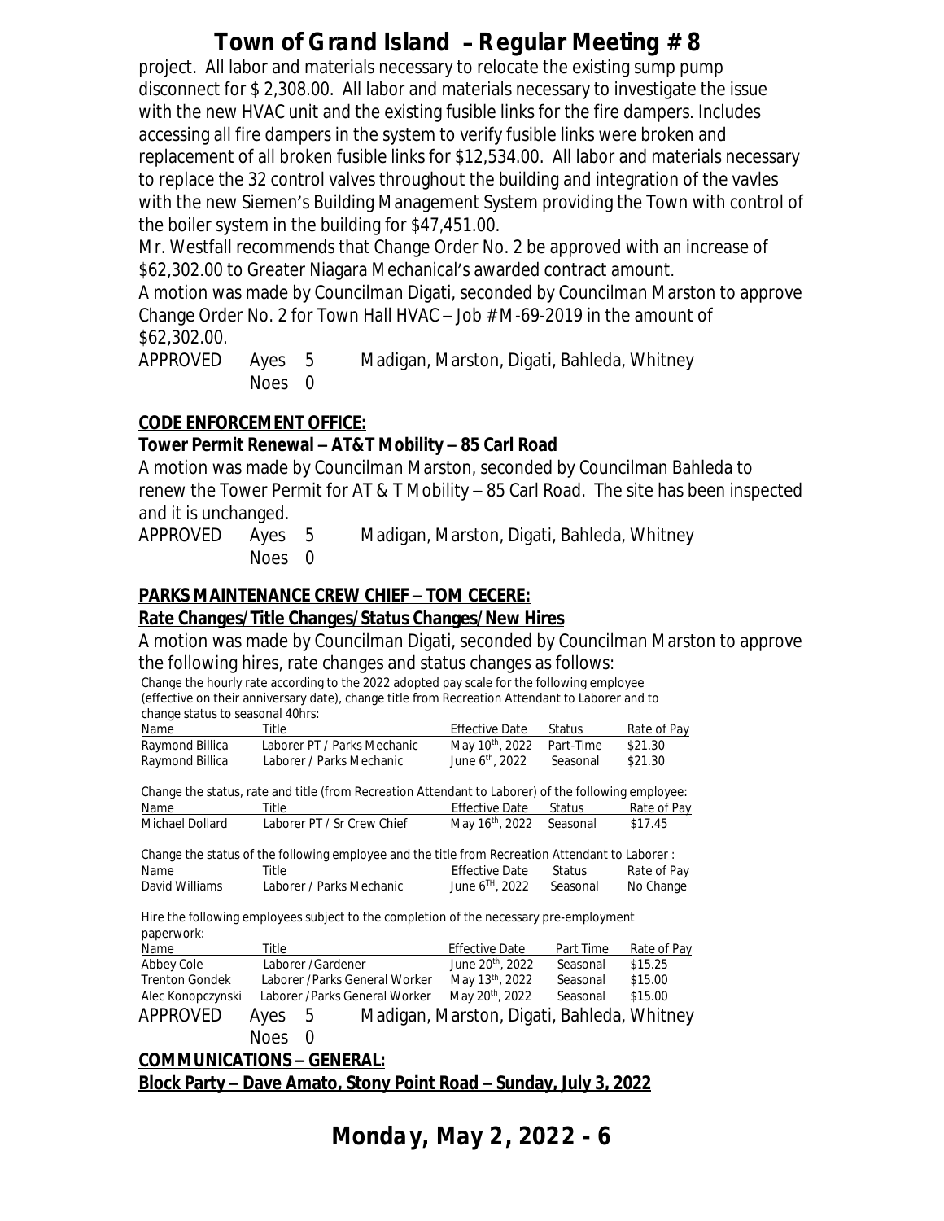project. All labor and materials necessary to relocate the existing sump pump disconnect for $ 2,308.00. All labor and materials necessary to investigate the issue with the new HVAC unit and the existing fusible links for the fire dampers. Includes accessing all fire dampers in the system to verify fusible links were broken and replacement of all broken fusible links for $12,534.00. All labor and materials necessary to replace the 32 control valves throughout the building and integration of the vavles with the new Siemen's Building Management System providing the Town with control of the boiler system in the building for $47,451.00.

Mr. Westfall recommends that Change Order No. 2 be approved with an increase of $62,302.00 to Greater Niagara Mechanical's awarded contract amount.

A motion was made by Councilman Digati, seconded by Councilman Marston to approve Change Order No. 2 for Town Hall HVAC – Job # M-69-2019 in the amount of $62,302.00.

APPROVED Ayes 5 Madigan, Marston, Digati, Bahleda, Whitney
Noes 0

**CODE ENFORCEMENT OFFICE:**

**Tower Permit Renewal – AT&T Mobility – 85 Carl Road**

A motion was made by Councilman Marston, seconded by Councilman Bahleda to renew the Tower Permit for AT & T Mobility – 85 Carl Road. The site has been inspected and it is unchanged.

APPROVED Ayes 5 Madigan, Marston, Digati, Bahleda, Whitney
Noes 0

**PARKS MAINTENANCE CREW CHIEF – TOM CECERE:**

**Rate Changes/Title Changes/Status Changes/New Hires**

A motion was made by Councilman Digati, seconded by Councilman Marston to approve the following hires, rate changes and status changes as follows:

Change the hourly rate according to the 2022 adopted pay scale for the following employee (effective on their anniversary date), change title from Recreation Attendant to Laborer and to change status to seasonal 40hrs:

| Name | Title | Effective Date | Status | Rate of Pay |
|---|---|---|---|---|
| Raymond Billica | Laborer PT / Parks Mechanic | May 10th, 2022 | Part-Time | $21.30 |
| Raymond Billica | Laborer / Parks Mechanic | June 6th, 2022 | Seasonal | $21.30 |

Change the status, rate and title (from Recreation Attendant to Laborer) of the following employee:

| Name | Title | Effective Date | Status | Rate of Pay |
|---|---|---|---|---|
| Michael Dollard | Laborer PT / Sr Crew Chief | May 16th, 2022 | Seasonal | $17.45 |

Change the status of the following employee and the title from Recreation Attendant to Laborer :

| Name | Title | Effective Date | Status | Rate of Pay |
|---|---|---|---|---|
| David Williams | Laborer / Parks Mechanic | June 6TH, 2022 | Seasonal | No Change |

Hire the following employees subject to the completion of the necessary pre-employment paperwork:

| Name | Title | Effective Date | Part Time | Rate of Pay |
|---|---|---|---|---|
| Abbey Cole | Laborer /Gardener | June 20th, 2022 | Seasonal | $15.25 |
| Trenton Gondek | Laborer /Parks General Worker | May 13th, 2022 | Seasonal | $15.00 |
| Alec Konopczynski | Laborer /Parks General Worker | May 20th, 2022 | Seasonal | $15.00 |

APPROVED Ayes 5 Madigan, Marston, Digati, Bahleda, Whitney
Noes 0

**COMMUNICATIONS – GENERAL:**

**Block Party – Dave Amato, Stony Point Road – Sunday, July 3, 2022**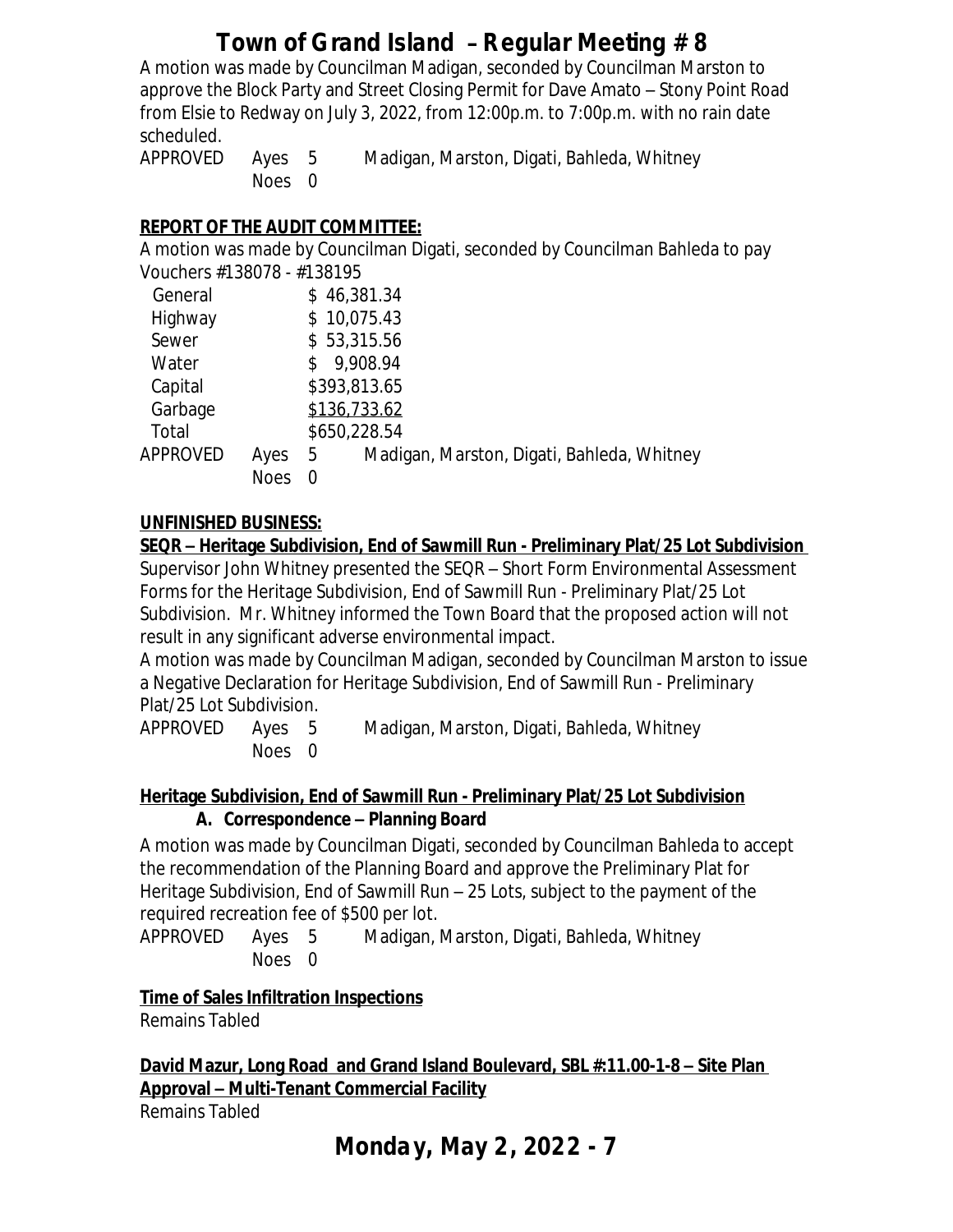A motion was made by Councilman Madigan, seconded by Councilman Marston to approve the Block Party and Street Closing Permit for Dave Amato – Stony Point Road from Elsie to Redway on July 3, 2022, from 12:00p.m. to 7:00p.m. with no rain date scheduled.

| | | | |
|---|---|---|---|
| APPROVED | Ayes | 5 | Madigan, Marston, Digati, Bahleda, Whitney |
| | Noes | 0 | |

**REPORT OF THE AUDIT COMMITTEE:**

A motion was made by Councilman Digati, seconded by Councilman Bahleda to pay Vouchers #138078 - #138195

| | |
|---|---|
| General | $ 46,381.34 |
| Highway | $ 10,075.43 |
| Sewer | $ 53,315.56 |
| Water | $ 9,908.94 |
| Capital | $393,813.65 |
| Garbage | $136,733.62 |
| Total | $650,228.54 |

| | | | |
|---|---|---|---|
| APPROVED | Ayes | 5 | Madigan, Marston, Digati, Bahleda, Whitney |
| | Noes | 0 | |

**UNFINISHED BUSINESS:**

**SEQR – Heritage Subdivision, End of Sawmill Run - Preliminary Plat/25 Lot Subdivision**

Supervisor John Whitney presented the SEQR – Short Form Environmental Assessment Forms for the Heritage Subdivision, End of Sawmill Run - Preliminary Plat/25 Lot Subdivision. Mr. Whitney informed the Town Board that the proposed action will not result in any significant adverse environmental impact.

A motion was made by Councilman Madigan, seconded by Councilman Marston to issue a Negative Declaration for Heritage Subdivision, End of Sawmill Run - Preliminary Plat/25 Lot Subdivision.

| | | | |
|---|---|---|---|
| APPROVED | Ayes | 5 | Madigan, Marston, Digati, Bahleda, Whitney |
| | Noes | 0 | |

**Heritage Subdivision, End of Sawmill Run - Preliminary Plat/25 Lot Subdivision**

**A. Correspondence – Planning Board**

A motion was made by Councilman Digati, seconded by Councilman Bahleda to accept the recommendation of the Planning Board and approve the Preliminary Plat for Heritage Subdivision, End of Sawmill Run – 25 Lots, subject to the payment of the required recreation fee of $500 per lot.

| | | | |
|---|---|---|---|
| APPROVED | Ayes | 5 | Madigan, Marston, Digati, Bahleda, Whitney |
| | Noes | 0 | |

**Time of Sales Infiltration Inspections**

Remains Tabled

**David Mazur, Long Road and Grand Island Boulevard, SBL #:11.00-1-8 – Site Plan Approval – Multi-Tenant Commercial Facility**

Remains Tabled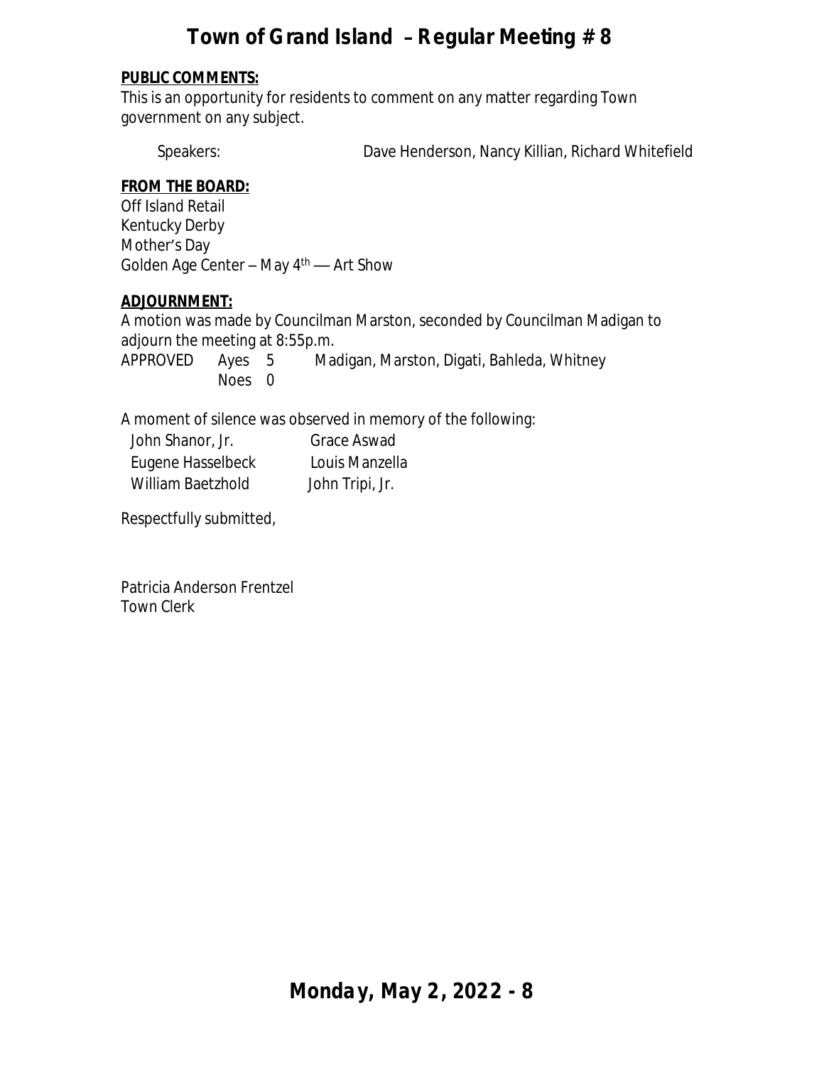**PUBLIC COMMENTS:**

This is an opportunity for residents to comment on any matter regarding Town government on any subject.

Speakers: Dave Henderson, Nancy Killian, Richard Whitefield

**FROM THE BOARD:**

Off Island Retail
Kentucky Derby
Mother's Day
Golden Age Center – May 4th –– Art Show

**ADJOURNMENT:**

A motion was made by Councilman Marston, seconded by Councilman Madigan to adjourn the meeting at 8:55p.m.

| | | | |
|---|---|---|---|
| APPROVED | Ayes | 5 | Madigan, Marston, Digati, Bahleda, Whitney |
| | Noes | 0 | |

A moment of silence was observed in memory of the following:

| | |
|---|---|
| John Shanor, Jr. | Grace Aswad |
| Eugene Hasselbeck | Louis Manzella |
| William Baetzhold | John Tripi, Jr. |

Respectfully submitted,

Patricia Anderson Frentzel
Town Clerk